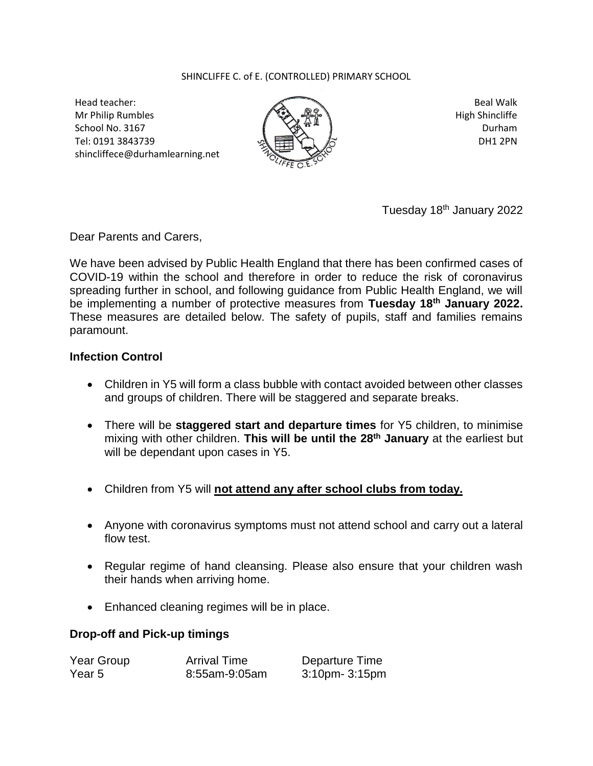SHINCLIFFE C. of E. (CONTROLLED) PRIMARY SCHOOL

Head teacher:
Mr Philip Rumbles
School No. 3167
Tel: 0191 3843739
shincliffece@durhamlearning.net

Beal Walk
High Shincliffe
Durham
DH1 2PN

Tuesday 18th January 2022

Dear Parents and Carers,

We have been advised by Public Health England that there has been confirmed cases of COVID-19 within the school and therefore in order to reduce the risk of coronavirus spreading further in school, and following guidance from Public Health England, we will be implementing a number of protective measures from **Tuesday 18th January 2022.** These measures are detailed below. The safety of pupils, staff and families remains paramount.

**Infection Control**

- Children in Y5 will form a class bubble with contact avoided between other classes and groups of children. There will be staggered and separate breaks.
- There will be **staggered start and departure times** for Y5 children, to minimise mixing with other children. **This will be until the 28th January** at the earliest but will be dependant upon cases in Y5.
- Children from Y5 will **not attend any after school clubs from today.**
- Anyone with coronavirus symptoms must not attend school and carry out a lateral flow test.
- Regular regime of hand cleansing. Please also ensure that your children wash their hands when arriving home.
- Enhanced cleaning regimes will be in place.

**Drop-off and Pick-up timings**

| Year Group | Arrival Time | Departure Time |
|---|---|---|
| Year 5 | 8:55am-9:05am | 3:10pm- 3:15pm |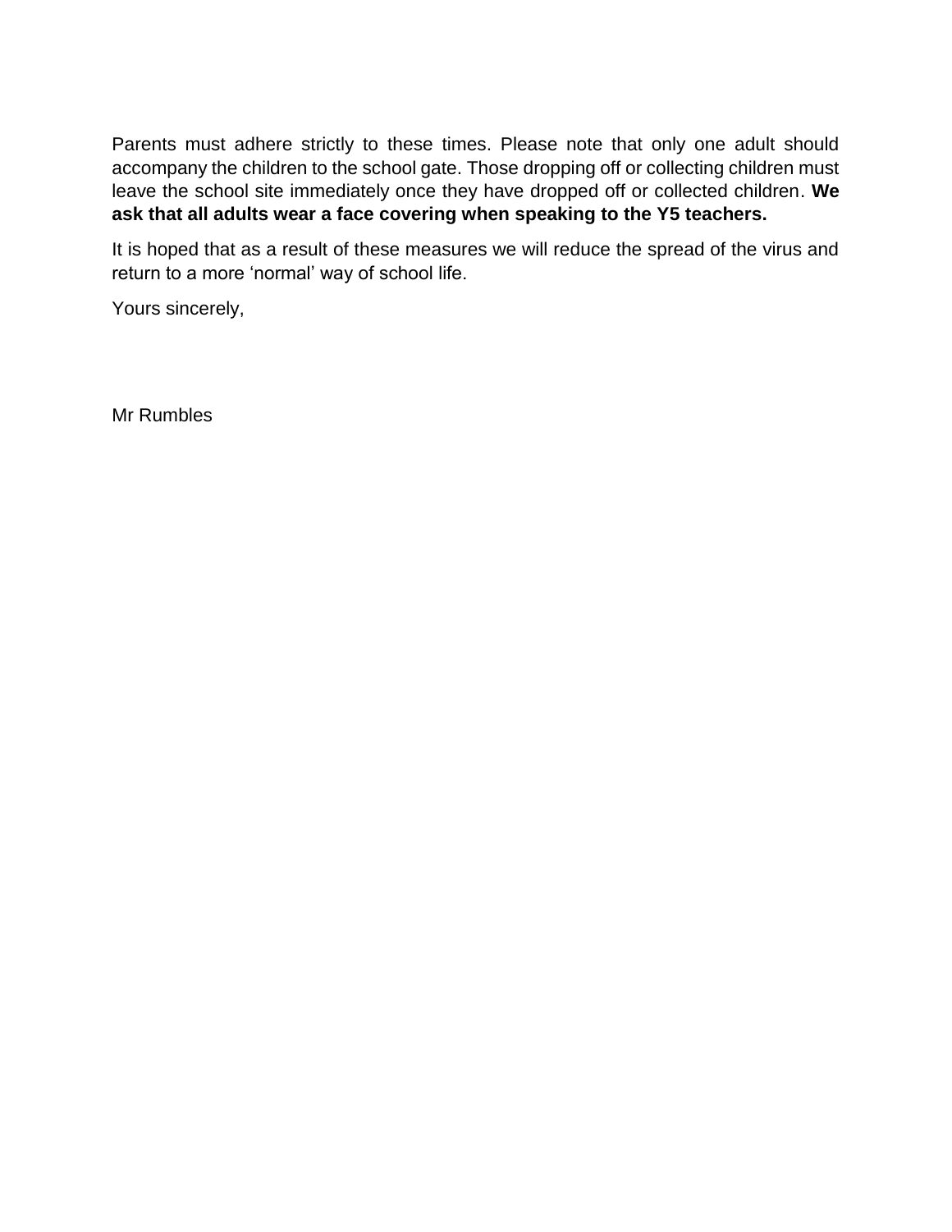Parents must adhere strictly to these times. Please note that only one adult should accompany the children to the school gate. Those dropping off or collecting children must leave the school site immediately once they have dropped off or collected children. **We ask that all adults wear a face covering when speaking to the Y5 teachers.**

It is hoped that as a result of these measures we will reduce the spread of the virus and return to a more 'normal' way of school life.

Yours sincerely,

Mr Rumbles